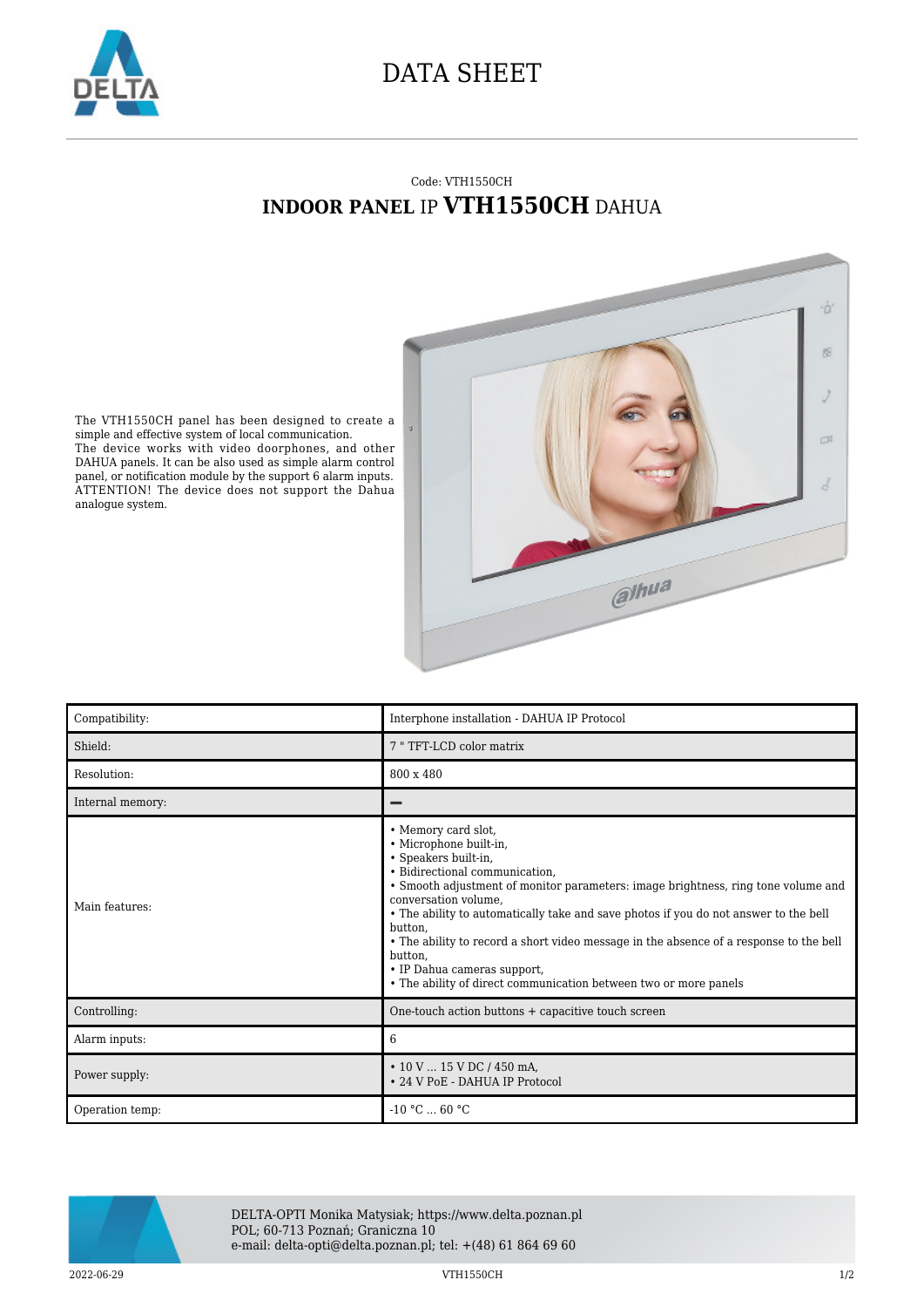# DATA SHEET

Code: VTH1550CH

## **INDOOR PANEL** IP **VTH1550CH** DAHUA

The VTH1550CH panel has been designed to create a simple and effective system of local communication.
The device works with video doorphones, and other DAHUA panels. It can be also used as simple alarm control panel, or notification module by the support 6 alarm inputs.
ATTENTION! The device does not support the Dahua analogue system.

| Compatibility: | Interphone installation - DAHUA IP Protocol |
|---|---|
| Shield: | 7 " TFT-LCD color matrix |
| Resolution: | 800 x 480 |
| Internal memory: | – |
| Main features: | • Memory card slot,<br>• Microphone built-in,<br>• Speakers built-in,<br>• Bidirectional communication,<br>• Smooth adjustment of monitor parameters: image brightness, ring tone volume and conversation volume,<br>• The ability to automatically take and save photos if you do not answer to the bell button,<br>• The ability to record a short video message in the absence of a response to the bell button,<br>• IP Dahua cameras support,<br>• The ability of direct communication between two or more panels |
| Controlling: | One-touch action buttons + capacitive touch screen |
| Alarm inputs: | 6 |
| Power supply: | • 10 V ... 15 V DC / 450 mA,<br>• 24 V PoE - DAHUA IP Protocol |
| Operation temp: | -10 °C ... 60 °C |

DELTA-OPTI Monika Matysiak; https://www.delta.poznan.pl
POL; 60-713 Poznań; Graniczna 10
e-mail: delta-opti@delta.poznan.pl; tel: +(48) 61 864 69 60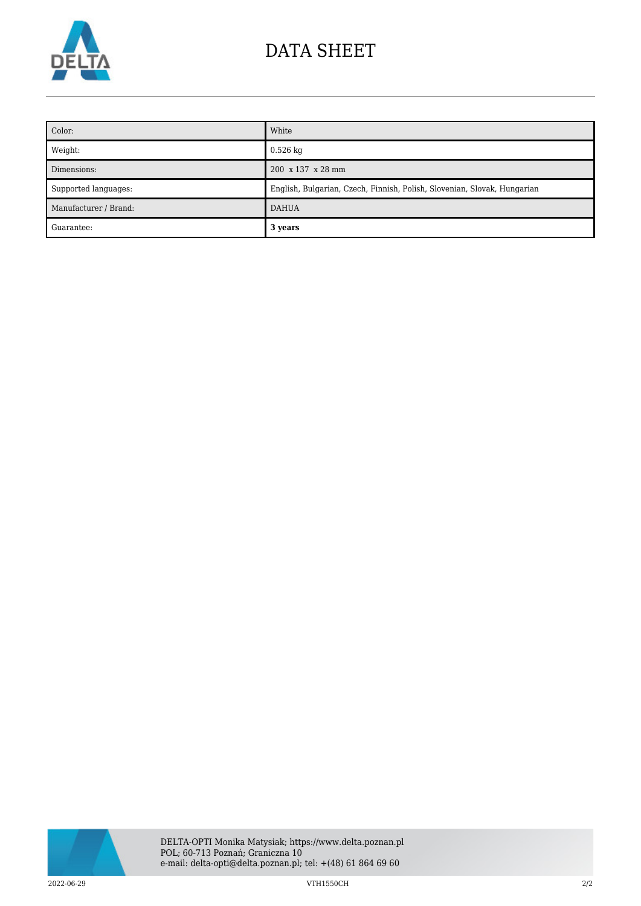# DATA SHEET

| | |
|---|---|
| Color: | White |
| Weight: | 0.526 kg |
| Dimensions: | 200 x 137 x 28 mm |
| Supported languages: | English, Bulgarian, Czech, Finnish, Polish, Slovenian, Slovak, Hungarian |
| Manufacturer / Brand: | DAHUA |
| Guarantee: | **3 years** |

DELTA-OPTI Monika Matysiak; https://www.delta.poznan.pl
POL; 60-713 Poznań; Graniczna 10
e-mail: delta-opti@delta.poznan.pl; tel: +(48) 61 864 69 60

2022-06-29 VTH1550CH